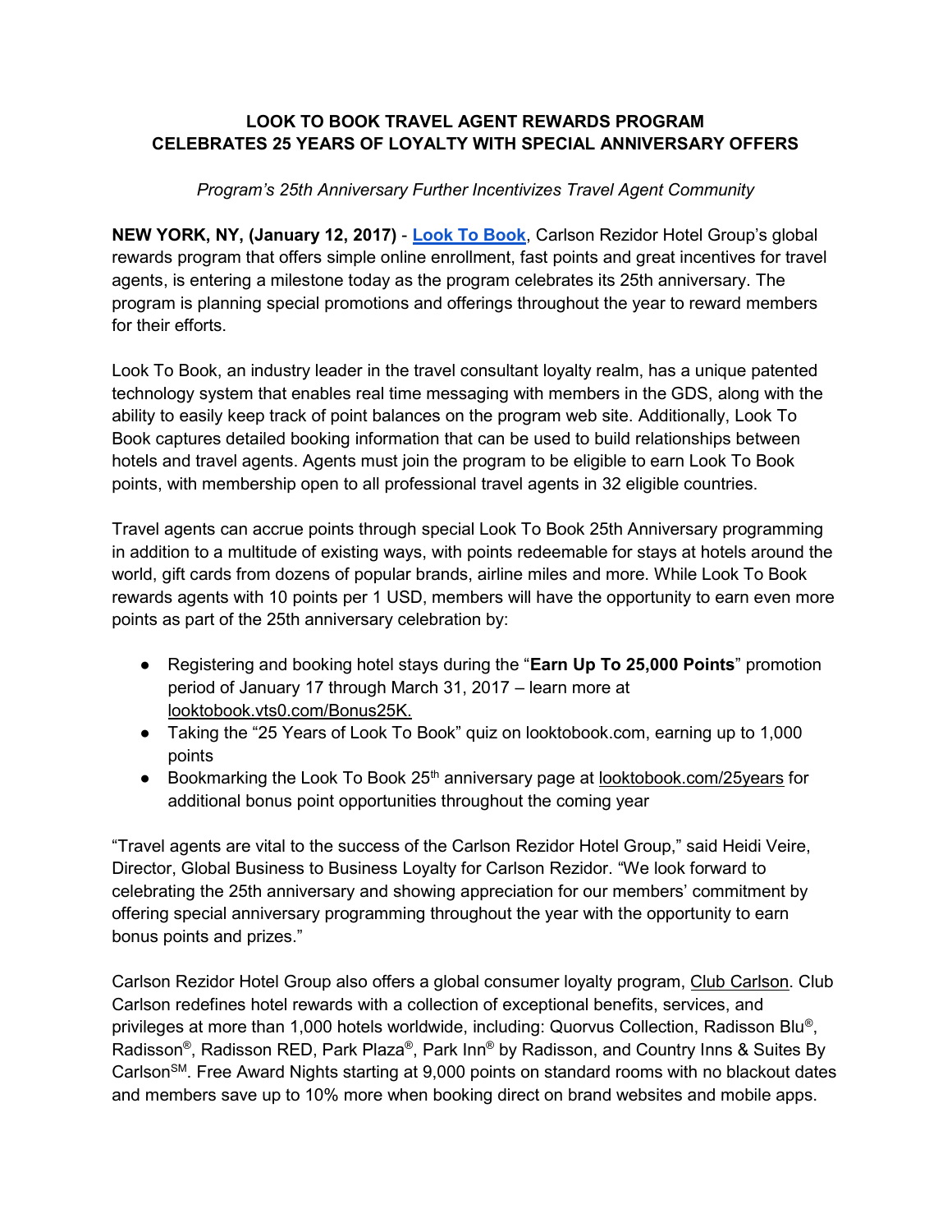**LOOK TO BOOK TRAVEL AGENT REWARDS PROGRAM CELEBRATES 25 YEARS OF LOYALTY WITH SPECIAL ANNIVERSARY OFFERS**

*Program's 25th Anniversary Further Incentivizes Travel Agent Community*

**NEW YORK, NY, (January 12, 2017)** - **Look To Book**, Carlson Rezidor Hotel Group's global rewards program that offers simple online enrollment, fast points and great incentives for travel agents, is entering a milestone today as the program celebrates its 25th anniversary. The program is planning special promotions and offerings throughout the year to reward members for their efforts.

Look To Book, an industry leader in the travel consultant loyalty realm, has a unique patented technology system that enables real time messaging with members in the GDS, along with the ability to easily keep track of point balances on the program web site. Additionally, Look To Book captures detailed booking information that can be used to build relationships between hotels and travel agents. Agents must join the program to be eligible to earn Look To Book points, with membership open to all professional travel agents in 32 eligible countries.

Travel agents can accrue points through special Look To Book 25th Anniversary programming in addition to a multitude of existing ways, with points redeemable for stays at hotels around the world, gift cards from dozens of popular brands, airline miles and more. While Look To Book rewards agents with 10 points per 1 USD, members will have the opportunity to earn even more points as part of the 25th anniversary celebration by:

- Registering and booking hotel stays during the "**Earn Up To 25,000 Points**" promotion period of January 17 through March 31, 2017 – learn more at looktobook.vts0.com/Bonus25K.
- Taking the "25 Years of Look To Book" quiz on looktobook.com, earning up to 1,000 points
- Bookmarking the Look To Book 25th anniversary page at looktobook.com/25years for additional bonus point opportunities throughout the coming year

"Travel agents are vital to the success of the Carlson Rezidor Hotel Group," said Heidi Veire, Director, Global Business to Business Loyalty for Carlson Rezidor. "We look forward to celebrating the 25th anniversary and showing appreciation for our members' commitment by offering special anniversary programming throughout the year with the opportunity to earn bonus points and prizes."

Carlson Rezidor Hotel Group also offers a global consumer loyalty program, Club Carlson. Club Carlson redefines hotel rewards with a collection of exceptional benefits, services, and privileges at more than 1,000 hotels worldwide, including: Quorvus Collection, Radisson Blu®, Radisson®, Radisson RED, Park Plaza®, Park Inn® by Radisson, and Country Inns & Suites By Carlson℠. Free Award Nights starting at 9,000 points on standard rooms with no blackout dates and members save up to 10% more when booking direct on brand websites and mobile apps.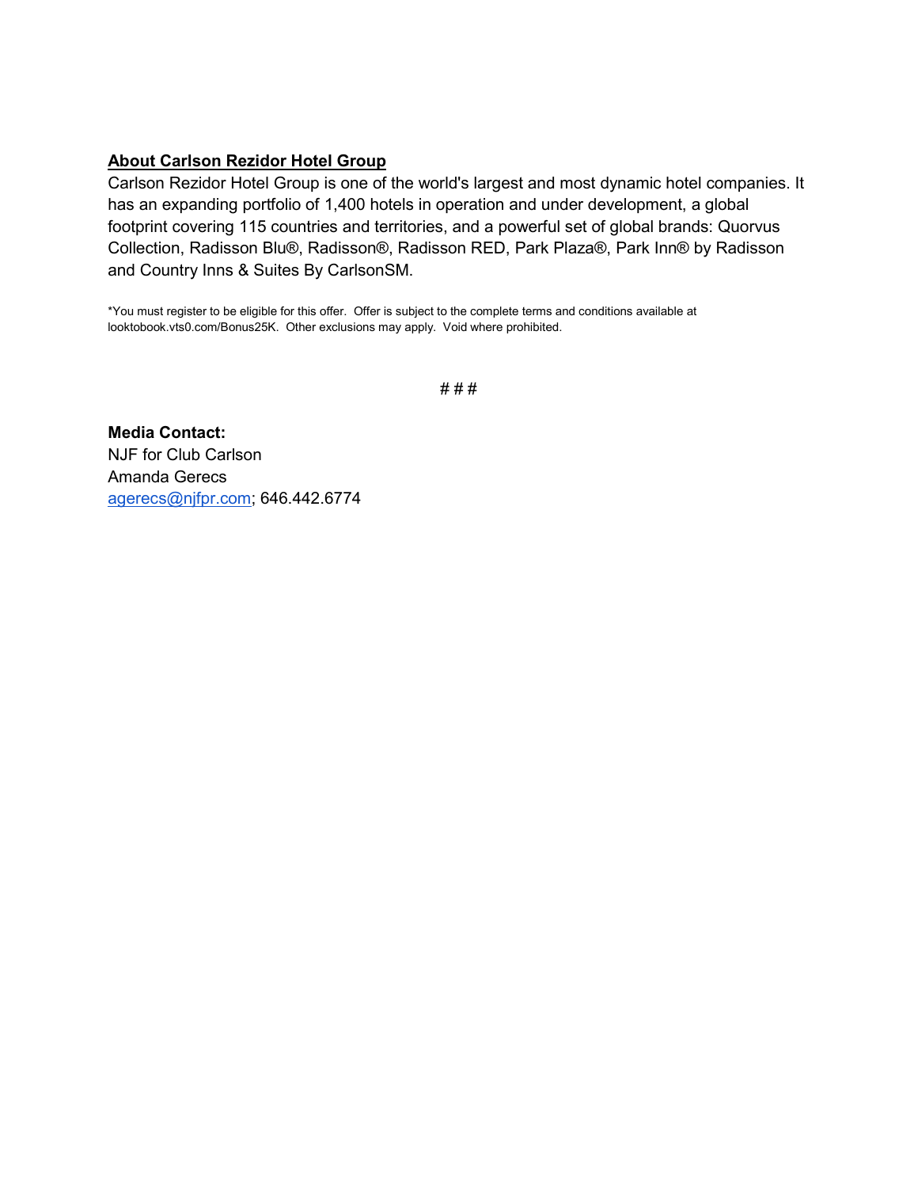**About Carlson Rezidor Hotel Group**

Carlson Rezidor Hotel Group is one of the world's largest and most dynamic hotel companies. It has an expanding portfolio of 1,400 hotels in operation and under development, a global footprint covering 115 countries and territories, and a powerful set of global brands: Quorvus Collection, Radisson Blu®, Radisson®, Radisson RED, Park Plaza®, Park Inn® by Radisson and Country Inns & Suites By CarlsonSM.

*You must register to be eligible for this offer. Offer is subject to the complete terms and conditions available at looktobook.vts0.com/Bonus25K. Other exclusions may apply. Void where prohibited.

# # #

**Media Contact:**
NJF for Club Carlson
Amanda Gerecs
agerecs@njfpr.com; 646.442.6774